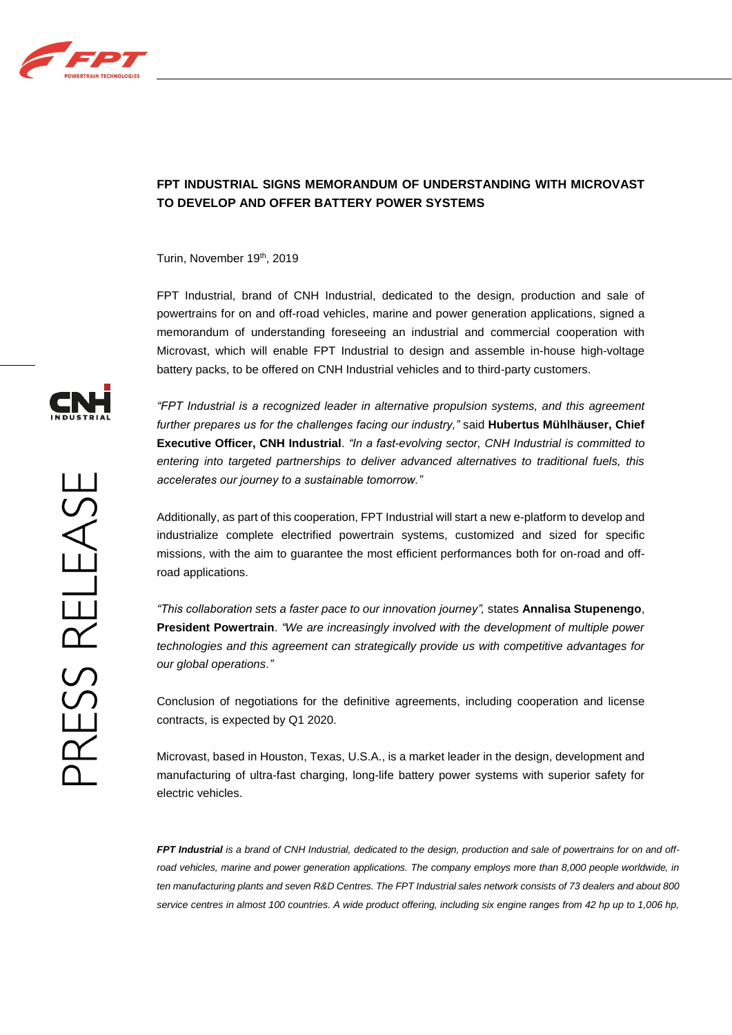# FPT INDUSTRIAL SIGNS MEMORANDUM OF UNDERSTANDING WITH MICROVAST TO DEVELOP AND OFFER BATTERY POWER SYSTEMS

Turin, November 19th, 2019

FPT Industrial, brand of CNH Industrial, dedicated to the design, production and sale of powertrains for on and off-road vehicles, marine and power generation applications, signed a memorandum of understanding foreseeing an industrial and commercial cooperation with Microvast, which will enable FPT Industrial to design and assemble in-house high-voltage battery packs, to be offered on CNH Industrial vehicles and to third-party customers.

*"FPT Industrial is a recognized leader in alternative propulsion systems, and this agreement further prepares us for the challenges facing our industry,"* said **Hubertus Mühlhäuser, Chief Executive Officer, CNH Industrial**. *"In a fast-evolving sector, CNH Industrial is committed to entering into targeted partnerships to deliver advanced alternatives to traditional fuels, this accelerates our journey to a sustainable tomorrow."*

Additionally, as part of this cooperation, FPT Industrial will start a new e-platform to develop and industrialize complete electrified powertrain systems, customized and sized for specific missions, with the aim to guarantee the most efficient performances both for on-road and off-road applications.

*"This collaboration sets a faster pace to our innovation journey",* states **Annalisa Stupenengo**, **President Powertrain**. *"We are increasingly involved with the development of multiple power technologies and this agreement can strategically provide us with competitive advantages for our global operations."*

Conclusion of negotiations for the definitive agreements, including cooperation and license contracts, is expected by Q1 2020.

Microvast, based in Houston, Texas, U.S.A., is a market leader in the design, development and manufacturing of ultra-fast charging, long-life battery power systems with superior safety for electric vehicles.

***FPT Industrial*** *is a brand of CNH Industrial, dedicated to the design, production and sale of powertrains for on and off-road vehicles, marine and power generation applications. The company employs more than 8,000 people worldwide, in ten manufacturing plants and seven R&D Centres. The FPT Industrial sales network consists of 73 dealers and about 800 service centres in almost 100 countries. A wide product offering, including six engine ranges from 42 hp up to 1,006 hp,*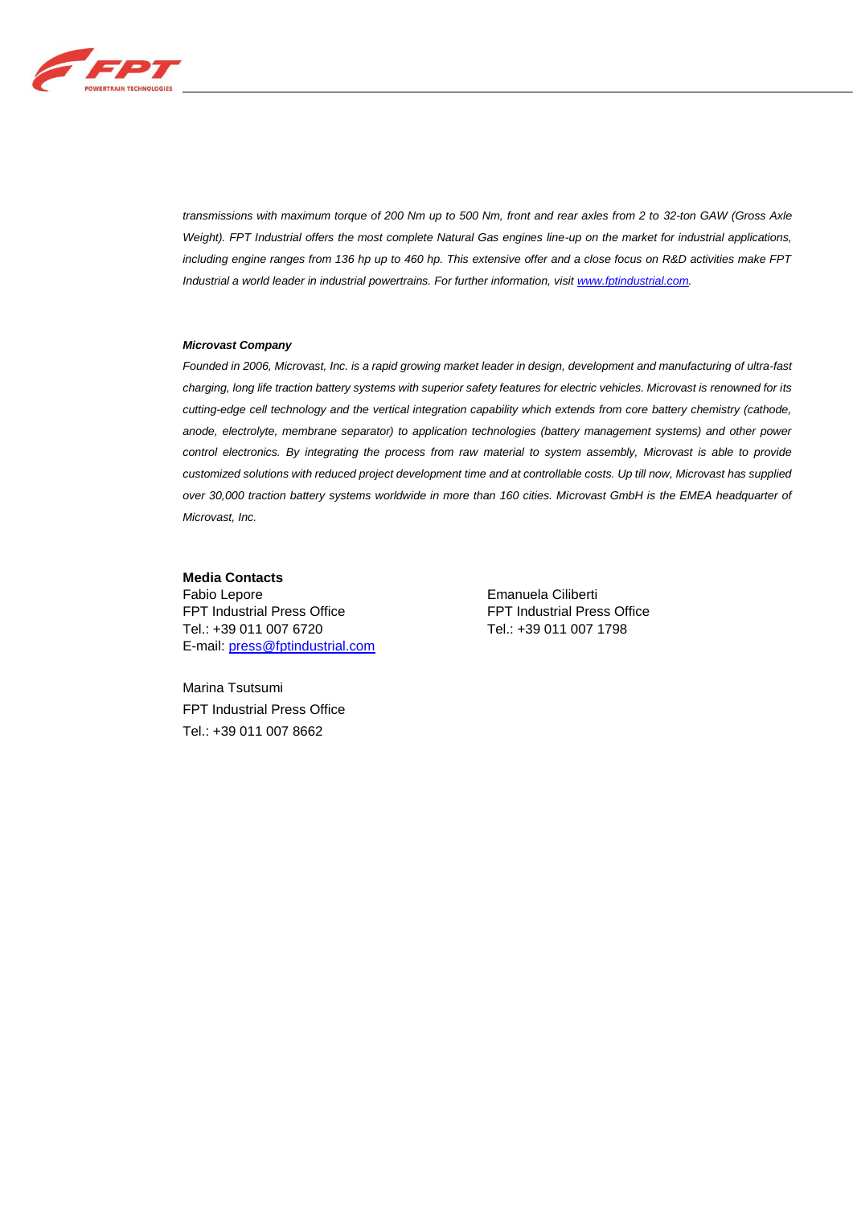*transmissions with maximum torque of 200 Nm up to 500 Nm, front and rear axles from 2 to 32-ton GAW (Gross Axle Weight). FPT Industrial offers the most complete Natural Gas engines line-up on the market for industrial applications, including engine ranges from 136 hp up to 460 hp. This extensive offer and a close focus on R&D activities make FPT Industrial a world leader in industrial powertrains. For further information, visit [www.fptindustrial.com](http://www.fptindustrial.com).*

***Microvast Company***

*Founded in 2006, Microvast, Inc. is a rapid growing market leader in design, development and manufacturing of ultra-fast charging, long life traction battery systems with superior safety features for electric vehicles. Microvast is renowned for its cutting-edge cell technology and the vertical integration capability which extends from core battery chemistry (cathode, anode, electrolyte, membrane separator) to application technologies (battery management systems) and other power control electronics. By integrating the process from raw material to system assembly, Microvast is able to provide customized solutions with reduced project development time and at controllable costs. Up till now, Microvast has supplied over 30,000 traction battery systems worldwide in more than 160 cities. Microvast GmbH is the EMEA headquarter of Microvast, Inc.*

**Media Contacts**

Fabio Lepore
FPT Industrial Press Office
Tel.: +39 011 007 6720
E-mail: [press@fptindustrial.com](mailto:press@fptindustrial.com)

Emanuela Ciliberti
FPT Industrial Press Office
Tel.: +39 011 007 1798

Marina Tsutsumi
FPT Industrial Press Office
Tel.: +39 011 007 8662